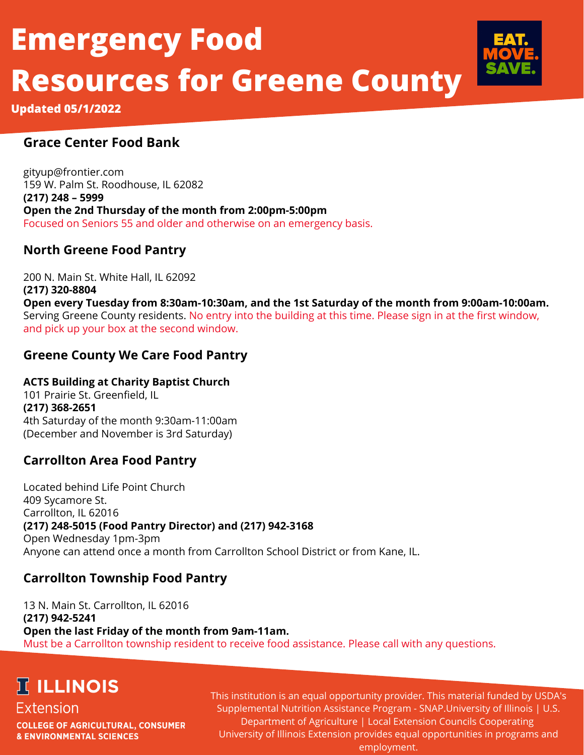# Emergency Food Resources for Greene County

**Updated 05/1/2022**

## Grace Center Food Bank

gityup@frontier.com
159 W. Palm St. Roodhouse, IL 62082
**(217) 248 – 5999**
**Open the 2nd Thursday of the month from 2:00pm-5:00pm**
Focused on Seniors 55 and older and otherwise on an emergency basis.

## North Greene Food Pantry

200 N. Main St. White Hall, IL 62092
**(217) 320-8804**
**Open every Tuesday from 8:30am-10:30am, and the 1st Saturday of the month from 9:00am-10:00am.**
Serving Greene County residents. No entry into the building at this time. Please sign in at the first window, and pick up your box at the second window.

## Greene County We Care Food Pantry

**ACTS Building at Charity Baptist Church**
101 Prairie St. Greenfield, IL
**(217) 368-2651**
4th Saturday of the month 9:30am-11:00am
(December and November is 3rd Saturday)

## Carrollton Area Food Pantry

Located behind Life Point Church
409 Sycamore St.
Carrollton, IL 62016
**(217) 248-5015 (Food Pantry Director) and (217) 942-3168**
Open Wednesday 1pm-3pm
Anyone can attend once a month from Carrollton School District or from Kane, IL.

## Carrollton Township Food Pantry

13 N. Main St. Carrollton, IL 62016
**(217) 942-5241**
**Open the last Friday of the month from 9am-11am.**
Must be a Carrollton township resident to receive food assistance. Please call with any questions.

ILLINOIS Extension
COLLEGE OF AGRICULTURAL, CONSUMER & ENVIRONMENTAL SCIENCES

This institution is an equal opportunity provider. This material funded by USDA's Supplemental Nutrition Assistance Program - SNAP.University of Illinois | U.S. Department of Agriculture | Local Extension Councils Cooperating University of Illinois Extension provides equal opportunities in programs and employment.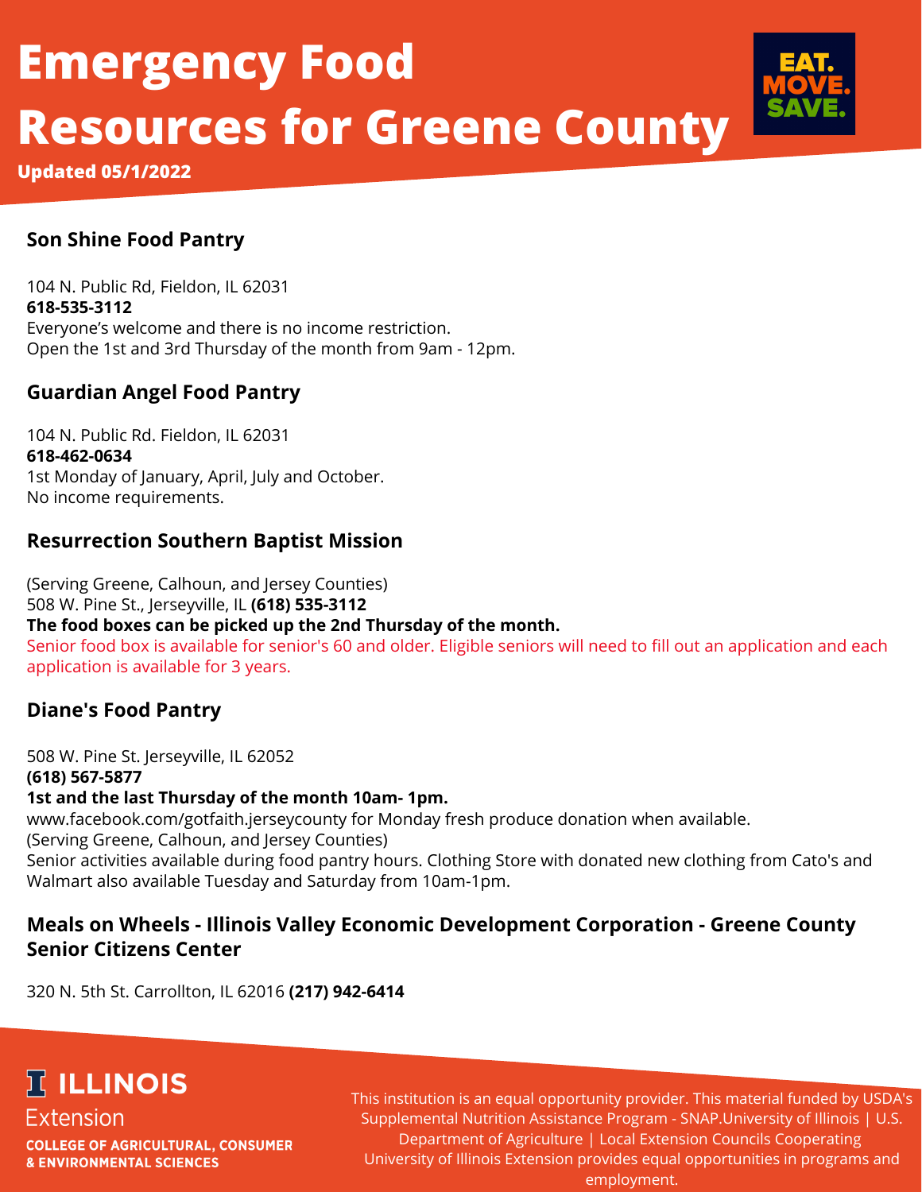# Emergency Food Resources for Greene County

**Updated 05/1/2022**

EAT. MOVE. SAVE.

### Son Shine Food Pantry

104 N. Public Rd, Fieldon, IL 62031
**618-535-3112**
Everyone's welcome and there is no income restriction.
Open the 1st and 3rd Thursday of the month from 9am - 12pm.

### Guardian Angel Food Pantry

104 N. Public Rd. Fieldon, IL 62031
**618-462-0634**
1st Monday of January, April, July and October.
No income requirements.

### Resurrection Southern Baptist Mission

(Serving Greene, Calhoun, and Jersey Counties)
508 W. Pine St., Jerseyville, IL **(618) 535-3112**
**The food boxes can be picked up the 2nd Thursday of the month.**
Senior food box is available for senior's 60 and older. Eligible seniors will need to fill out an application and each application is available for 3 years.

### Diane's Food Pantry

508 W. Pine St. Jerseyville, IL 62052
**(618) 567-5877**
**1st and the last Thursday of the month 10am- 1pm.**
www.facebook.com/gotfaith.jerseycounty for Monday fresh produce donation when available.
(Serving Greene, Calhoun, and Jersey Counties)
Senior activities available during food pantry hours. Clothing Store with donated new clothing from Cato's and Walmart also available Tuesday and Saturday from 10am-1pm.

### Meals on Wheels - Illinois Valley Economic Development Corporation - Greene County Senior Citizens Center

320 N. 5th St. Carrollton, IL 62016 **(217) 942-6414**

**ILLINOIS**
Extension
**COLLEGE OF AGRICULTURAL, CONSUMER & ENVIRONMENTAL SCIENCES**

This institution is an equal opportunity provider. This material funded by USDA's Supplemental Nutrition Assistance Program - SNAP.University of Illinois | U.S. Department of Agriculture | Local Extension Councils Cooperating
University of Illinois Extension provides equal opportunities in programs and employment.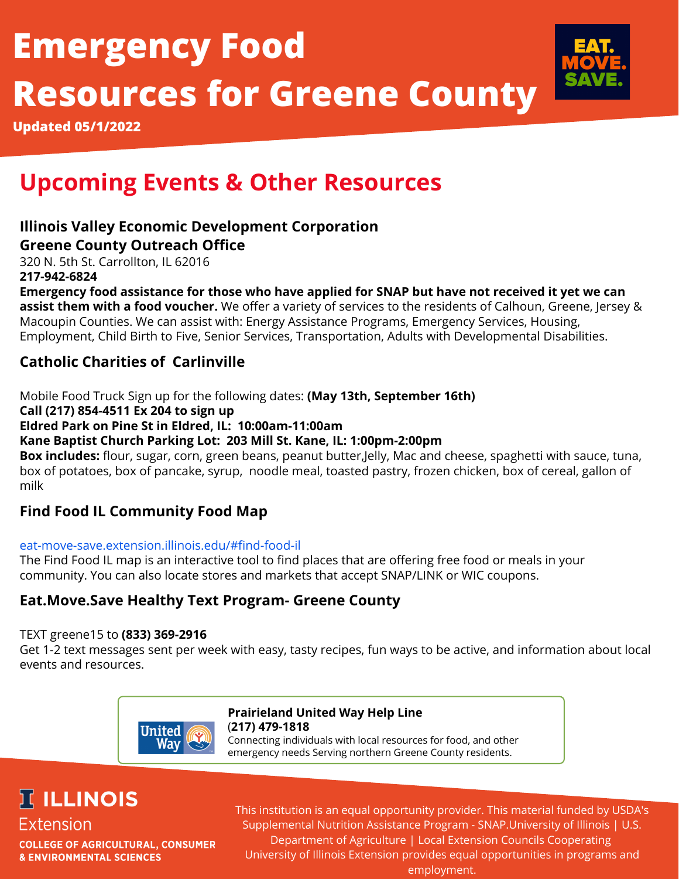# Emergency Food Resources for Greene County

**Updated 05/1/2022**

## Upcoming Events & Other Resources

### Illinois Valley Economic Development Corporation
### Greene County Outreach Office

320 N. 5th St. Carrollton, IL 62016
**217-942-6824**
**Emergency food assistance for those who have applied for SNAP but have not received it yet we can assist them with a food voucher.** We offer a variety of services to the residents of Calhoun, Greene, Jersey & Macoupin Counties. We can assist with: Energy Assistance Programs, Emergency Services, Housing, Employment, Child Birth to Five, Senior Services, Transportation, Adults with Developmental Disabilities.

### Catholic Charities of Carlinville

Mobile Food Truck Sign up for the following dates: **(May 13th, September 16th)**
**Call (217) 854-4511 Ex 204 to sign up**
**Eldred Park on Pine St in Eldred, IL: 10:00am-11:00am**
**Kane Baptist Church Parking Lot: 203 Mill St. Kane, IL: 1:00pm-2:00pm**
**Box includes:** flour, sugar, corn, green beans, peanut butter,Jelly, Mac and cheese, spaghetti with sauce, tuna, box of potatoes, box of pancake, syrup, noodle meal, toasted pastry, frozen chicken, box of cereal, gallon of milk

### Find Food IL Community Food Map

eat-move-save.extension.illinois.edu/#find-food-il
The Find Food IL map is an interactive tool to find places that are offering free food or meals in your community. You can also locate stores and markets that accept SNAP/LINK or WIC coupons.

### Eat.Move.Save Healthy Text Program- Greene County

TEXT greene15 to **(833) 369-2916**
Get 1-2 text messages sent per week with easy, tasty recipes, fun ways to be active, and information about local events and resources.

**Prairieland United Way Help Line**
(**217) 479-1818**
Connecting individuals with local resources for food, and other emergency needs Serving northern Greene County residents.

ILLINOIS Extension
COLLEGE OF AGRICULTURAL, CONSUMER & ENVIRONMENTAL SCIENCES

This institution is an equal opportunity provider. This material funded by USDA's Supplemental Nutrition Assistance Program - SNAP.University of Illinois | U.S. Department of Agriculture | Local Extension Councils Cooperating University of Illinois Extension provides equal opportunities in programs and employment.